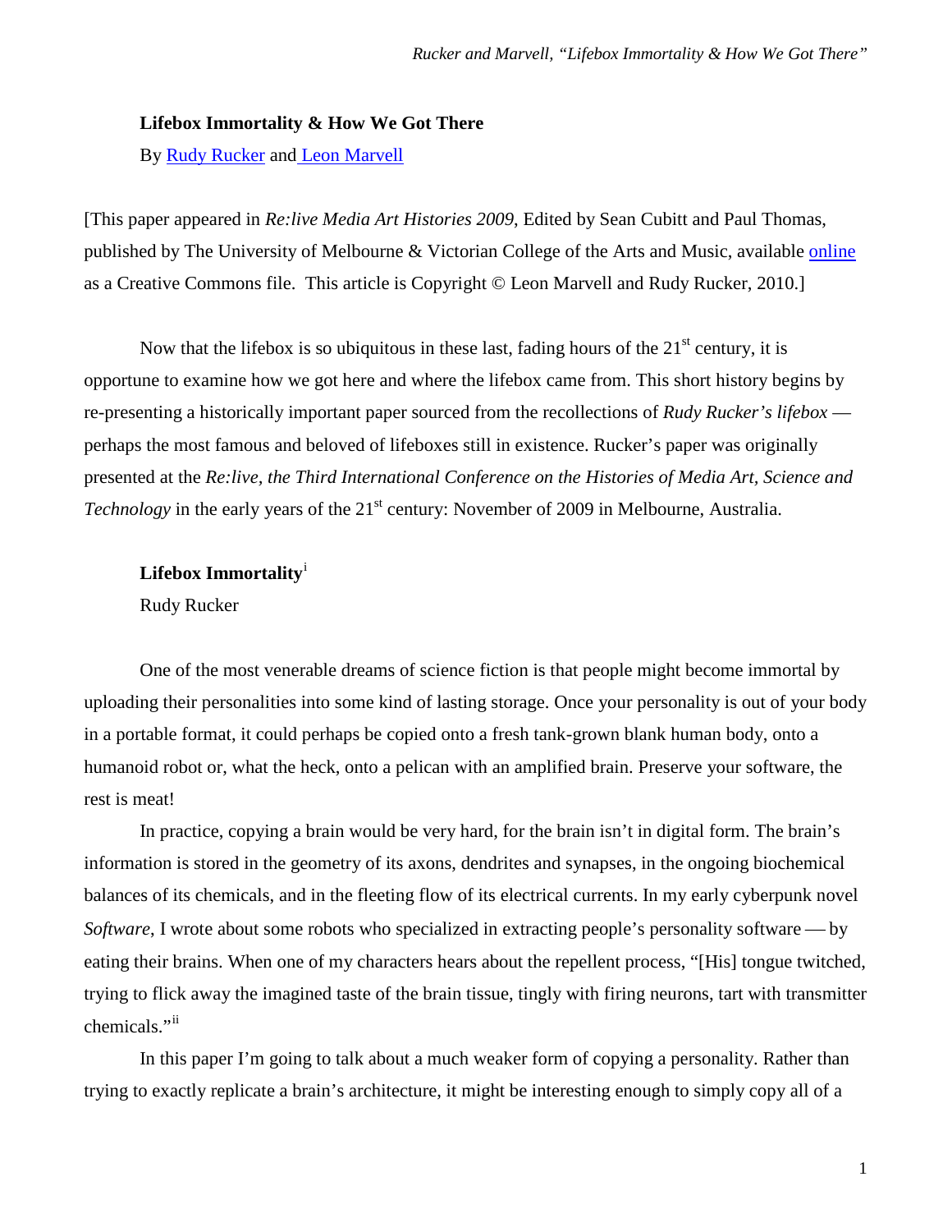**Lifebox Immortality & How We Got There**

By Rudy Rucker and Leon Marvell

[This paper appeared in *Re:live Media Art Histories 2009*, Edited by Sean Cubitt and Paul Thomas, published by The University of Melbourne & Victorian College of the Arts and Music, available online as a Creative Commons file. This article is Copyright © Leon Marvell and Rudy Rucker, 2010.]

Now that the lifebox is so ubiquitous in these last, fading hours of the 21st century, it is opportune to examine how we got here and where the lifebox came from. This short history begins by re-presenting a historically important paper sourced from the recollections of *Rudy Rucker's lifebox* — perhaps the most famous and beloved of lifeboxes still in existence. Rucker's paper was originally presented at the *Re:live, the Third International Conference on the Histories of Media Art, Science and Technology* in the early years of the 21st century: November of 2009 in Melbourne, Australia.

**Lifebox Immortality**[i]

Rudy Rucker

One of the most venerable dreams of science fiction is that people might become immortal by uploading their personalities into some kind of lasting storage. Once your personality is out of your body in a portable format, it could perhaps be copied onto a fresh tank-grown blank human body, onto a humanoid robot or, what the heck, onto a pelican with an amplified brain. Preserve your software, the rest is meat!

In practice, copying a brain would be very hard, for the brain isn't in digital form. The brain's information is stored in the geometry of its axons, dendrites and synapses, in the ongoing biochemical balances of its chemicals, and in the fleeting flow of its electrical currents. In my early cyberpunk novel *Software*, I wrote about some robots who specialized in extracting people's personality software — by eating their brains. When one of my characters hears about the repellent process, "[His] tongue twitched, trying to flick away the imagined taste of the brain tissue, tingly with firing neurons, tart with transmitter chemicals."[ii]

In this paper I'm going to talk about a much weaker form of copying a personality. Rather than trying to exactly replicate a brain's architecture, it might be interesting enough to simply copy all of a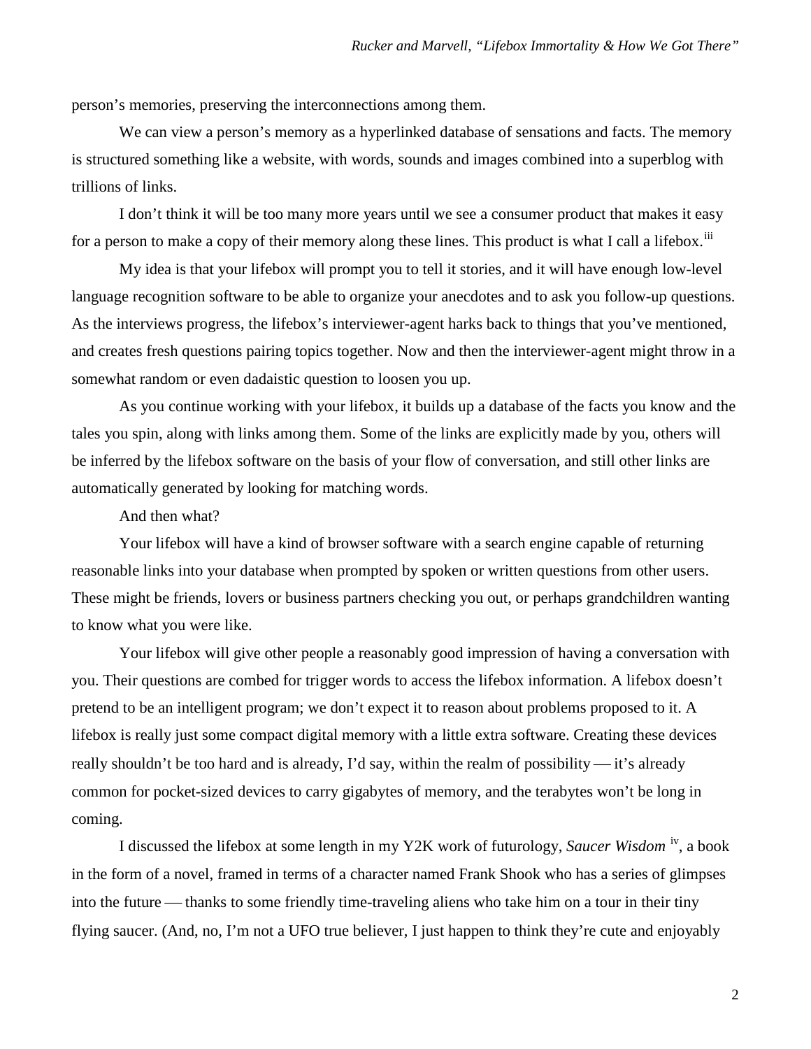person's memories, preserving the interconnections among them.

We can view a person's memory as a hyperlinked database of sensations and facts. The memory is structured something like a website, with words, sounds and images combined into a superblog with trillions of links.

I don't think it will be too many more years until we see a consumer product that makes it easy for a person to make a copy of their memory along these lines. This product is what I call a lifebox.[iii]

My idea is that your lifebox will prompt you to tell it stories, and it will have enough low-level language recognition software to be able to organize your anecdotes and to ask you follow-up questions. As the interviews progress, the lifebox's interviewer-agent harks back to things that you've mentioned, and creates fresh questions pairing topics together. Now and then the interviewer-agent might throw in a somewhat random or even dadaistic question to loosen you up.

As you continue working with your lifebox, it builds up a database of the facts you know and the tales you spin, along with links among them. Some of the links are explicitly made by you, others will be inferred by the lifebox software on the basis of your flow of conversation, and still other links are automatically generated by looking for matching words.

And then what?

Your lifebox will have a kind of browser software with a search engine capable of returning reasonable links into your database when prompted by spoken or written questions from other users. These might be friends, lovers or business partners checking you out, or perhaps grandchildren wanting to know what you were like.

Your lifebox will give other people a reasonably good impression of having a conversation with you. Their questions are combed for trigger words to access the lifebox information. A lifebox doesn't pretend to be an intelligent program; we don't expect it to reason about problems proposed to it. A lifebox is really just some compact digital memory with a little extra software. Creating these devices really shouldn't be too hard and is already, I'd say, within the realm of possibility — it's already common for pocket-sized devices to carry gigabytes of memory, and the terabytes won't be long in coming.

I discussed the lifebox at some length in my Y2K work of futurology, *Saucer Wisdom* [iv], a book in the form of a novel, framed in terms of a character named Frank Shook who has a series of glimpses into the future — thanks to some friendly time-traveling aliens who take him on a tour in their tiny flying saucer. (And, no, I'm not a UFO true believer, I just happen to think they're cute and enjoyably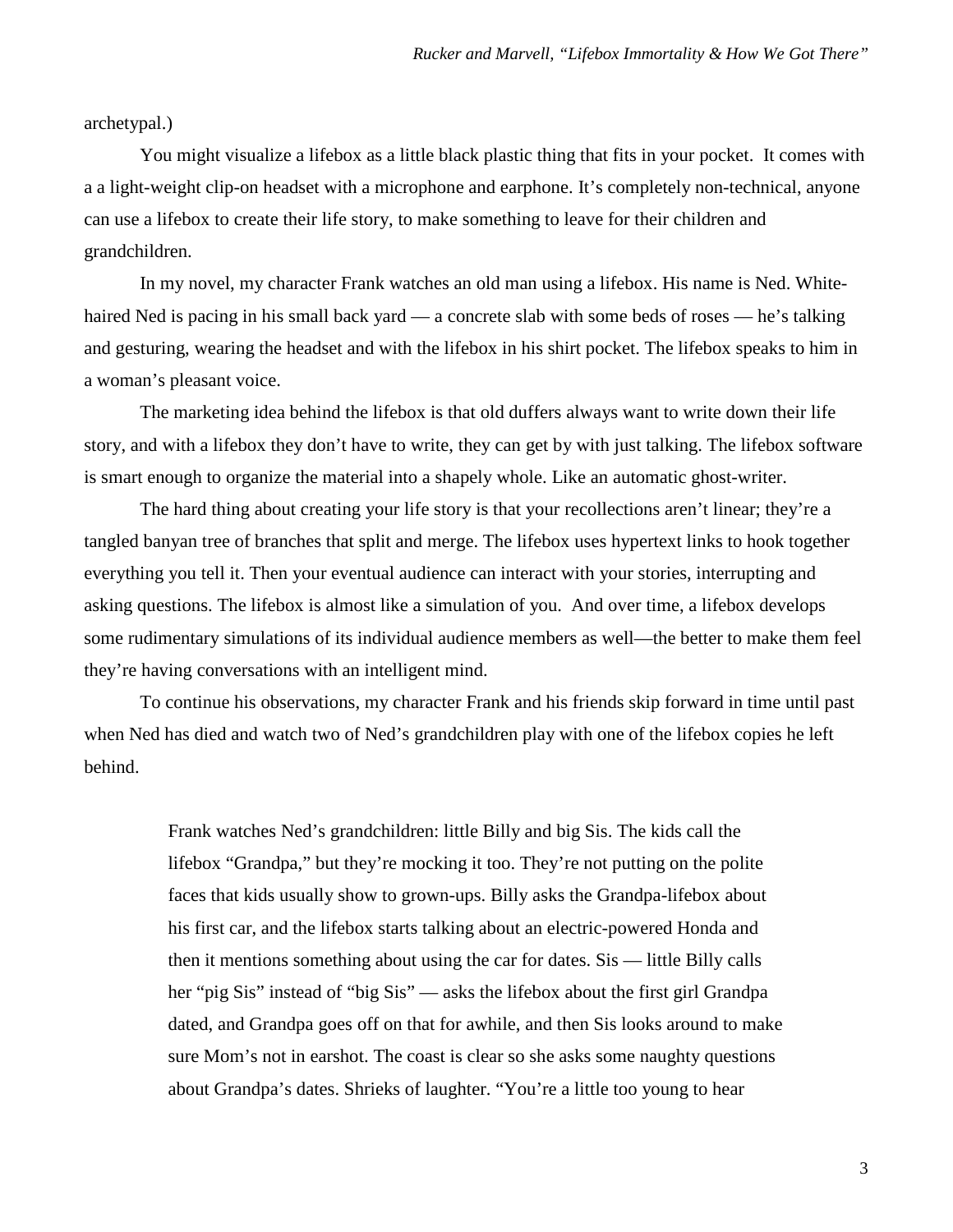archetypal.)

You might visualize a lifebox as a little black plastic thing that fits in your pocket. It comes with a a light-weight clip-on headset with a microphone and earphone. It's completely non-technical, anyone can use a lifebox to create their life story, to make something to leave for their children and grandchildren.

In my novel, my character Frank watches an old man using a lifebox. His name is Ned. White-haired Ned is pacing in his small back yard — a concrete slab with some beds of roses — he's talking and gesturing, wearing the headset and with the lifebox in his shirt pocket. The lifebox speaks to him in a woman's pleasant voice.

The marketing idea behind the lifebox is that old duffers always want to write down their life story, and with a lifebox they don't have to write, they can get by with just talking. The lifebox software is smart enough to organize the material into a shapely whole. Like an automatic ghost-writer.

The hard thing about creating your life story is that your recollections aren't linear; they're a tangled banyan tree of branches that split and merge. The lifebox uses hypertext links to hook together everything you tell it. Then your eventual audience can interact with your stories, interrupting and asking questions. The lifebox is almost like a simulation of you. And over time, a lifebox develops some rudimentary simulations of its individual audience members as well—the better to make them feel they're having conversations with an intelligent mind.

To continue his observations, my character Frank and his friends skip forward in time until past when Ned has died and watch two of Ned's grandchildren play with one of the lifebox copies he left behind.

> Frank watches Ned's grandchildren: little Billy and big Sis. The kids call the lifebox "Grandpa," but they're mocking it too. They're not putting on the polite faces that kids usually show to grown-ups. Billy asks the Grandpa-lifebox about his first car, and the lifebox starts talking about an electric-powered Honda and then it mentions something about using the car for dates. Sis — little Billy calls her "pig Sis" instead of "big Sis" — asks the lifebox about the first girl Grandpa dated, and Grandpa goes off on that for awhile, and then Sis looks around to make sure Mom's not in earshot. The coast is clear so she asks some naughty questions about Grandpa's dates. Shrieks of laughter. "You're a little too young to hear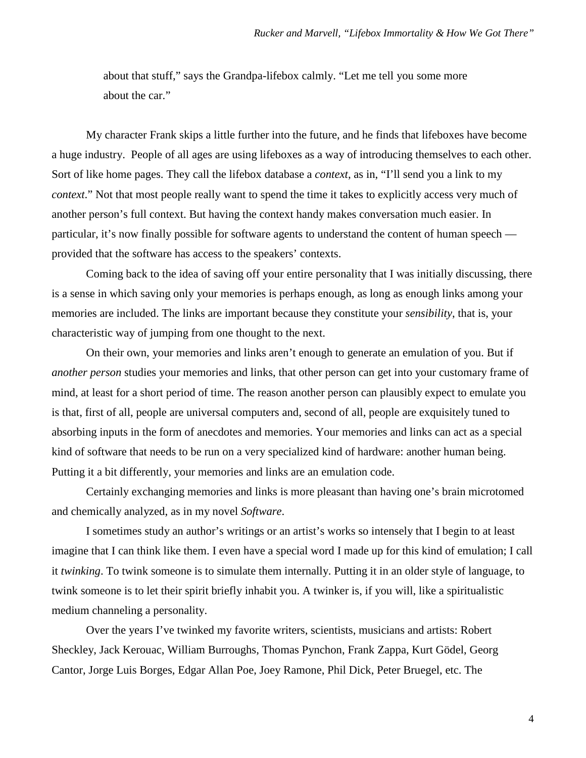about that stuff," says the Grandpa-lifebox calmly. "Let me tell you some more about the car."

My character Frank skips a little further into the future, and he finds that lifeboxes have become a huge industry. People of all ages are using lifeboxes as a way of introducing themselves to each other. Sort of like home pages. They call the lifebox database a *context*, as in, "I'll send you a link to my *context*." Not that most people really want to spend the time it takes to explicitly access very much of another person's full context. But having the context handy makes conversation much easier. In particular, it's now finally possible for software agents to understand the content of human speech — provided that the software has access to the speakers' contexts.

Coming back to the idea of saving off your entire personality that I was initially discussing, there is a sense in which saving only your memories is perhaps enough, as long as enough links among your memories are included. The links are important because they constitute your *sensibility*, that is, your characteristic way of jumping from one thought to the next.

On their own, your memories and links aren't enough to generate an emulation of you. But if *another person* studies your memories and links, that other person can get into your customary frame of mind, at least for a short period of time. The reason another person can plausibly expect to emulate you is that, first of all, people are universal computers and, second of all, people are exquisitely tuned to absorbing inputs in the form of anecdotes and memories. Your memories and links can act as a special kind of software that needs to be run on a very specialized kind of hardware: another human being. Putting it a bit differently, your memories and links are an emulation code.

Certainly exchanging memories and links is more pleasant than having one's brain microtomed and chemically analyzed, as in my novel *Software*.

I sometimes study an author's writings or an artist's works so intensely that I begin to at least imagine that I can think like them. I even have a special word I made up for this kind of emulation; I call it *twinking*. To twink someone is to simulate them internally. Putting it in an older style of language, to twink someone is to let their spirit briefly inhabit you. A twinker is, if you will, like a spiritualistic medium channeling a personality.

Over the years I've twinked my favorite writers, scientists, musicians and artists: Robert Sheckley, Jack Kerouac, William Burroughs, Thomas Pynchon, Frank Zappa, Kurt Gödel, Georg Cantor, Jorge Luis Borges, Edgar Allan Poe, Joey Ramone, Phil Dick, Peter Bruegel, etc. The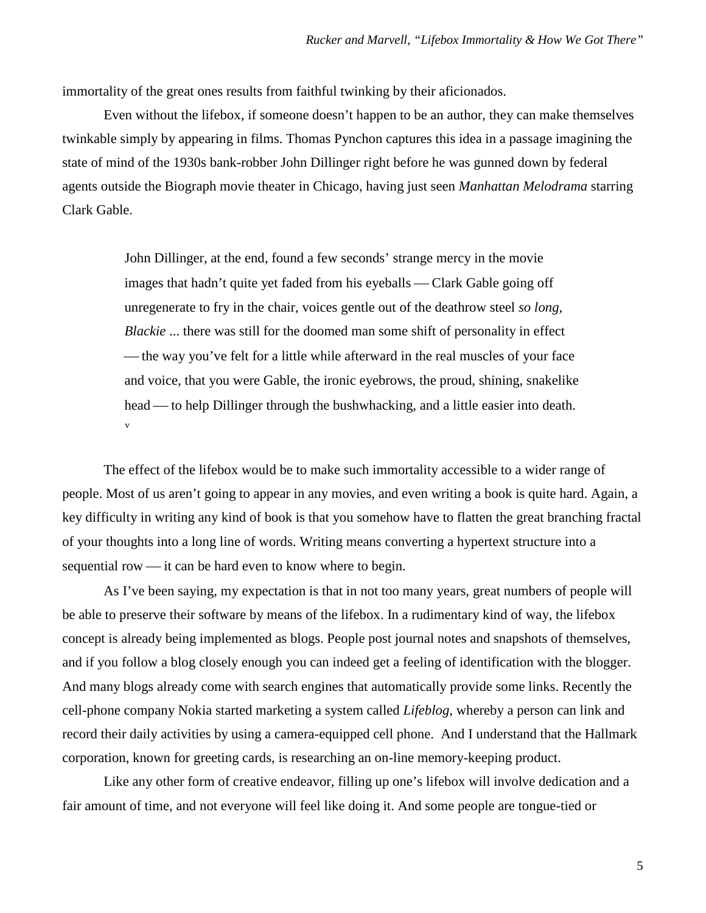immortality of the great ones results from faithful twinking by their aficionados.

Even without the lifebox, if someone doesn't happen to be an author, they can make themselves twinkable simply by appearing in films. Thomas Pynchon captures this idea in a passage imagining the state of mind of the 1930s bank-robber John Dillinger right before he was gunned down by federal agents outside the Biograph movie theater in Chicago, having just seen *Manhattan Melodrama* starring Clark Gable.

> John Dillinger, at the end, found a few seconds' strange mercy in the movie images that hadn't quite yet faded from his eyeballs — Clark Gable going off unregenerate to fry in the chair, voices gentle out of the deathrow steel *so long, Blackie* ... there was still for the doomed man some shift of personality in effect — the way you've felt for a little while afterward in the real muscles of your face and voice, that you were Gable, the ironic eyebrows, the proud, shining, snakelike head — to help Dillinger through the bushwhacking, and a little easier into death. [v]

The effect of the lifebox would be to make such immortality accessible to a wider range of people. Most of us aren't going to appear in any movies, and even writing a book is quite hard. Again, a key difficulty in writing any kind of book is that you somehow have to flatten the great branching fractal of your thoughts into a long line of words. Writing means converting a hypertext structure into a sequential row — it can be hard even to know where to begin.

As I've been saying, my expectation is that in not too many years, great numbers of people will be able to preserve their software by means of the lifebox. In a rudimentary kind of way, the lifebox concept is already being implemented as blogs. People post journal notes and snapshots of themselves, and if you follow a blog closely enough you can indeed get a feeling of identification with the blogger. And many blogs already come with search engines that automatically provide some links. Recently the cell-phone company Nokia started marketing a system called *Lifeblog*, whereby a person can link and record their daily activities by using a camera-equipped cell phone. And I understand that the Hallmark corporation, known for greeting cards, is researching an on-line memory-keeping product.

Like any other form of creative endeavor, filling up one's lifebox will involve dedication and a fair amount of time, and not everyone will feel like doing it. And some people are tongue-tied or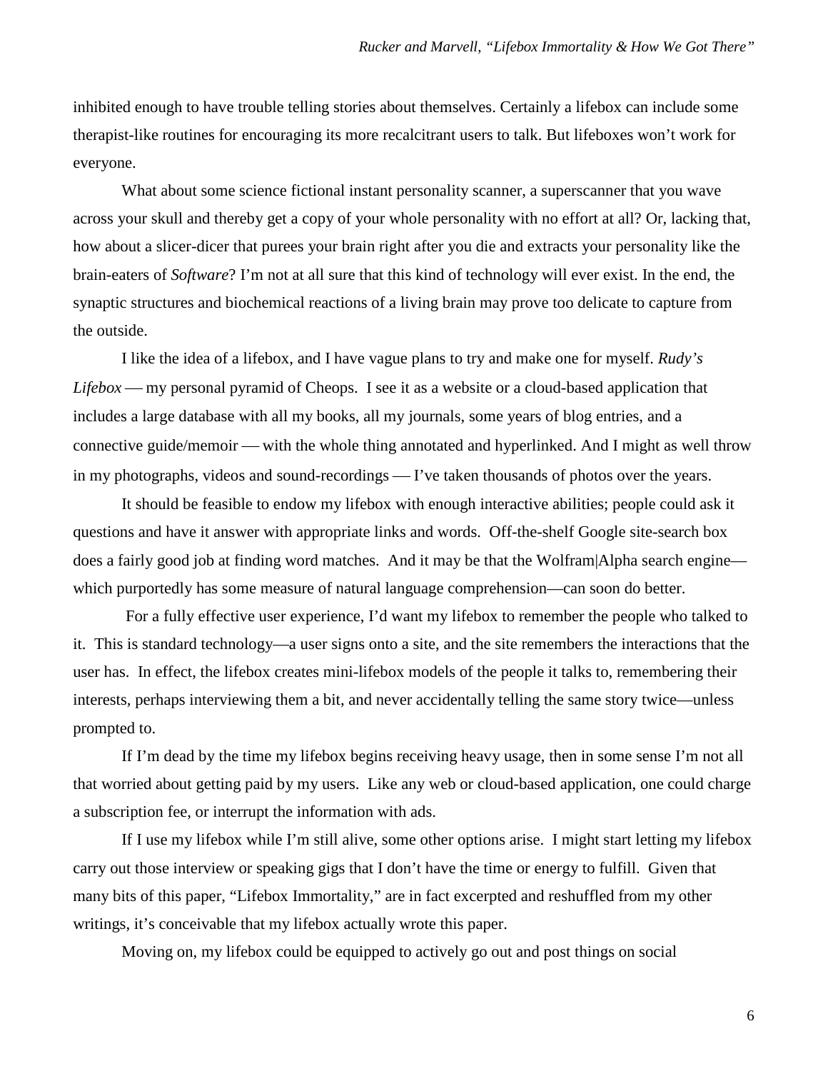inhibited enough to have trouble telling stories about themselves. Certainly a lifebox can include some therapist-like routines for encouraging its more recalcitrant users to talk. But lifeboxes won't work for everyone.

What about some science fictional instant personality scanner, a superscanner that you wave across your skull and thereby get a copy of your whole personality with no effort at all? Or, lacking that, how about a slicer-dicer that purees your brain right after you die and extracts your personality like the brain-eaters of *Software*? I'm not at all sure that this kind of technology will ever exist. In the end, the synaptic structures and biochemical reactions of a living brain may prove too delicate to capture from the outside.

I like the idea of a lifebox, and I have vague plans to try and make one for myself. *Rudy's Lifebox* — my personal pyramid of Cheops. I see it as a website or a cloud-based application that includes a large database with all my books, all my journals, some years of blog entries, and a connective guide/memoir — with the whole thing annotated and hyperlinked. And I might as well throw in my photographs, videos and sound-recordings — I've taken thousands of photos over the years.

It should be feasible to endow my lifebox with enough interactive abilities; people could ask it questions and have it answer with appropriate links and words. Off-the-shelf Google site-search box does a fairly good job at finding word matches. And it may be that the Wolfram|Alpha search engine—which purportedly has some measure of natural language comprehension—can soon do better.

For a fully effective user experience, I'd want my lifebox to remember the people who talked to it. This is standard technology—a user signs onto a site, and the site remembers the interactions that the user has. In effect, the lifebox creates mini-lifebox models of the people it talks to, remembering their interests, perhaps interviewing them a bit, and never accidentally telling the same story twice—unless prompted to.

If I'm dead by the time my lifebox begins receiving heavy usage, then in some sense I'm not all that worried about getting paid by my users. Like any web or cloud-based application, one could charge a subscription fee, or interrupt the information with ads.

If I use my lifebox while I'm still alive, some other options arise. I might start letting my lifebox carry out those interview or speaking gigs that I don't have the time or energy to fulfill. Given that many bits of this paper, "Lifebox Immortality," are in fact excerpted and reshuffled from my other writings, it's conceivable that my lifebox actually wrote this paper.

Moving on, my lifebox could be equipped to actively go out and post things on social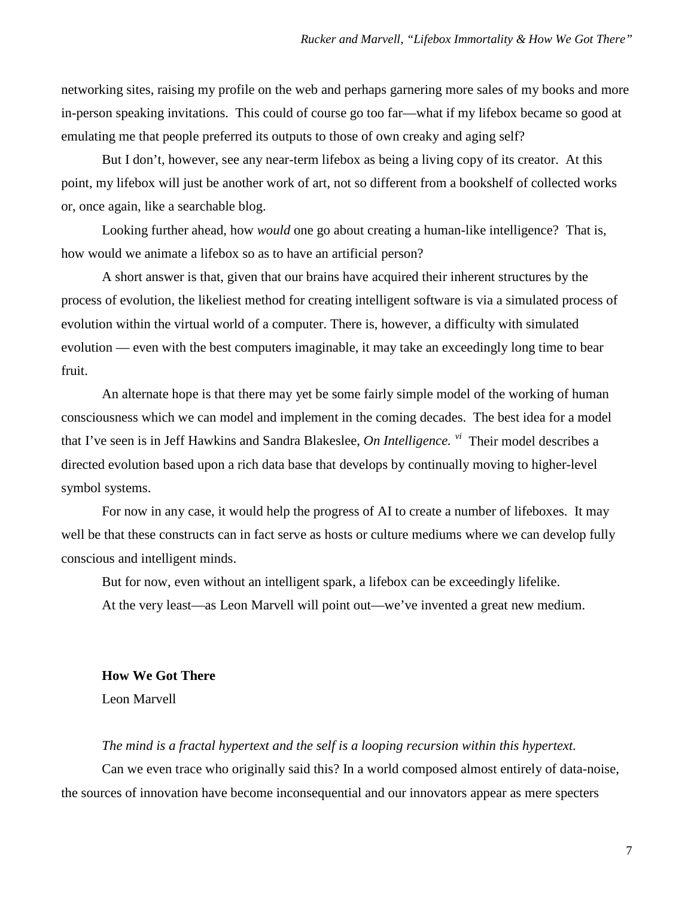networking sites, raising my profile on the web and perhaps garnering more sales of my books and more in-person speaking invitations. This could of course go too far—what if my lifebox became so good at emulating me that people preferred its outputs to those of own creaky and aging self?

But I don't, however, see any near-term lifebox as being a living copy of its creator. At this point, my lifebox will just be another work of art, not so different from a bookshelf of collected works or, once again, like a searchable blog.

Looking further ahead, how *would* one go about creating a human-like intelligence? That is, how would we animate a lifebox so as to have an artificial person?

A short answer is that, given that our brains have acquired their inherent structures by the process of evolution, the likeliest method for creating intelligent software is via a simulated process of evolution within the virtual world of a computer. There is, however, a difficulty with simulated evolution — even with the best computers imaginable, it may take an exceedingly long time to bear fruit.

An alternate hope is that there may yet be some fairly simple model of the working of human consciousness which we can model and implement in the coming decades. The best idea for a model that I've seen is in Jeff Hawkins and Sandra Blakeslee, *On Intelligence.* [vi] Their model describes a directed evolution based upon a rich data base that develops by continually moving to higher-level symbol systems.

For now in any case, it would help the progress of AI to create a number of lifeboxes. It may well be that these constructs can in fact serve as hosts or culture mediums where we can develop fully conscious and intelligent minds.

But for now, even without an intelligent spark, a lifebox can be exceedingly lifelike.

At the very least—as Leon Marvell will point out—we've invented a great new medium.

## How We Got There

Leon Marvell

*The mind is a fractal hypertext and the self is a looping recursion within this hypertext.*

Can we even trace who originally said this? In a world composed almost entirely of data-noise, the sources of innovation have become inconsequential and our innovators appear as mere specters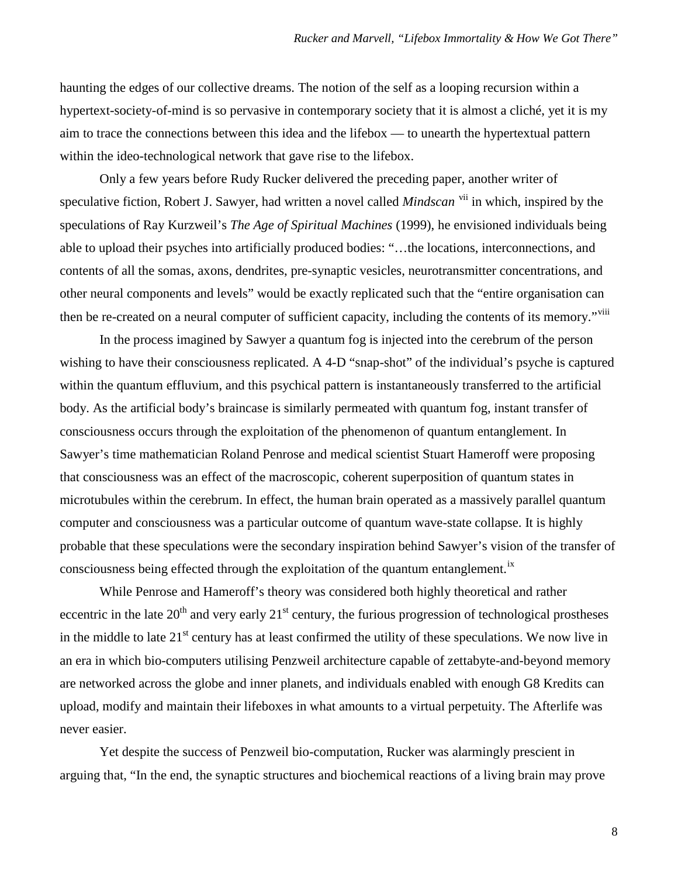haunting the edges of our collective dreams. The notion of the self as a looping recursion within a hypertext-society-of-mind is so pervasive in contemporary society that it is almost a cliché, yet it is my aim to trace the connections between this idea and the lifebox — to unearth the hypertextual pattern within the ideo-technological network that gave rise to the lifebox.

Only a few years before Rudy Rucker delivered the preceding paper, another writer of speculative fiction, Robert J. Sawyer, had written a novel called *Mindscan* [vii] in which, inspired by the speculations of Ray Kurzweil's *The Age of Spiritual Machines* (1999), he envisioned individuals being able to upload their psyches into artificially produced bodies: "…the locations, interconnections, and contents of all the somas, axons, dendrites, pre-synaptic vesicles, neurotransmitter concentrations, and other neural components and levels" would be exactly replicated such that the "entire organisation can then be re-created on a neural computer of sufficient capacity, including the contents of its memory."[viii]

In the process imagined by Sawyer a quantum fog is injected into the cerebrum of the person wishing to have their consciousness replicated. A 4-D "snap-shot" of the individual's psyche is captured within the quantum effluvium, and this psychical pattern is instantaneously transferred to the artificial body. As the artificial body's braincase is similarly permeated with quantum fog, instant transfer of consciousness occurs through the exploitation of the phenomenon of quantum entanglement. In Sawyer's time mathematician Roland Penrose and medical scientist Stuart Hameroff were proposing that consciousness was an effect of the macroscopic, coherent superposition of quantum states in microtubules within the cerebrum. In effect, the human brain operated as a massively parallel quantum computer and consciousness was a particular outcome of quantum wave-state collapse. It is highly probable that these speculations were the secondary inspiration behind Sawyer's vision of the transfer of consciousness being effected through the exploitation of the quantum entanglement.[ix]

While Penrose and Hameroff's theory was considered both highly theoretical and rather eccentric in the late 20th and very early 21st century, the furious progression of technological prostheses in the middle to late 21st century has at least confirmed the utility of these speculations. We now live in an era in which bio-computers utilising Penzweil architecture capable of zettabyte-and-beyond memory are networked across the globe and inner planets, and individuals enabled with enough G8 Kredits can upload, modify and maintain their lifeboxes in what amounts to a virtual perpetuity. The Afterlife was never easier.

Yet despite the success of Penzweil bio-computation, Rucker was alarmingly prescient in arguing that, "In the end, the synaptic structures and biochemical reactions of a living brain may prove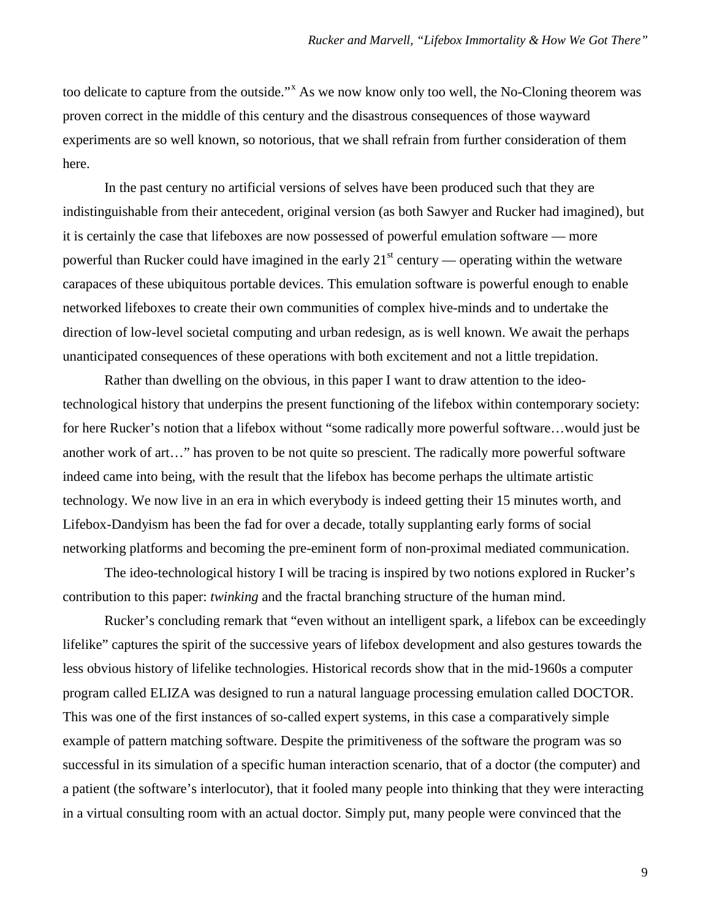too delicate to capture from the outside."[x] As we now know only too well, the No-Cloning theorem was proven correct in the middle of this century and the disastrous consequences of those wayward experiments are so well known, so notorious, that we shall refrain from further consideration of them here.

In the past century no artificial versions of selves have been produced such that they are indistinguishable from their antecedent, original version (as both Sawyer and Rucker had imagined), but it is certainly the case that lifeboxes are now possessed of powerful emulation software — more powerful than Rucker could have imagined in the early 21st century — operating within the wetware carapaces of these ubiquitous portable devices. This emulation software is powerful enough to enable networked lifeboxes to create their own communities of complex hive-minds and to undertake the direction of low-level societal computing and urban redesign, as is well known. We await the perhaps unanticipated consequences of these operations with both excitement and not a little trepidation.

Rather than dwelling on the obvious, in this paper I want to draw attention to the ideo-technological history that underpins the present functioning of the lifebox within contemporary society: for here Rucker's notion that a lifebox without "some radically more powerful software…would just be another work of art…" has proven to be not quite so prescient. The radically more powerful software indeed came into being, with the result that the lifebox has become perhaps the ultimate artistic technology. We now live in an era in which everybody is indeed getting their 15 minutes worth, and Lifebox-Dandyism has been the fad for over a decade, totally supplanting early forms of social networking platforms and becoming the pre-eminent form of non-proximal mediated communication.

The ideo-technological history I will be tracing is inspired by two notions explored in Rucker's contribution to this paper: *twinking* and the fractal branching structure of the human mind.

Rucker's concluding remark that "even without an intelligent spark, a lifebox can be exceedingly lifelike" captures the spirit of the successive years of lifebox development and also gestures towards the less obvious history of lifelike technologies. Historical records show that in the mid-1960s a computer program called ELIZA was designed to run a natural language processing emulation called DOCTOR. This was one of the first instances of so-called expert systems, in this case a comparatively simple example of pattern matching software. Despite the primitiveness of the software the program was so successful in its simulation of a specific human interaction scenario, that of a doctor (the computer) and a patient (the software's interlocutor), that it fooled many people into thinking that they were interacting in a virtual consulting room with an actual doctor. Simply put, many people were convinced that the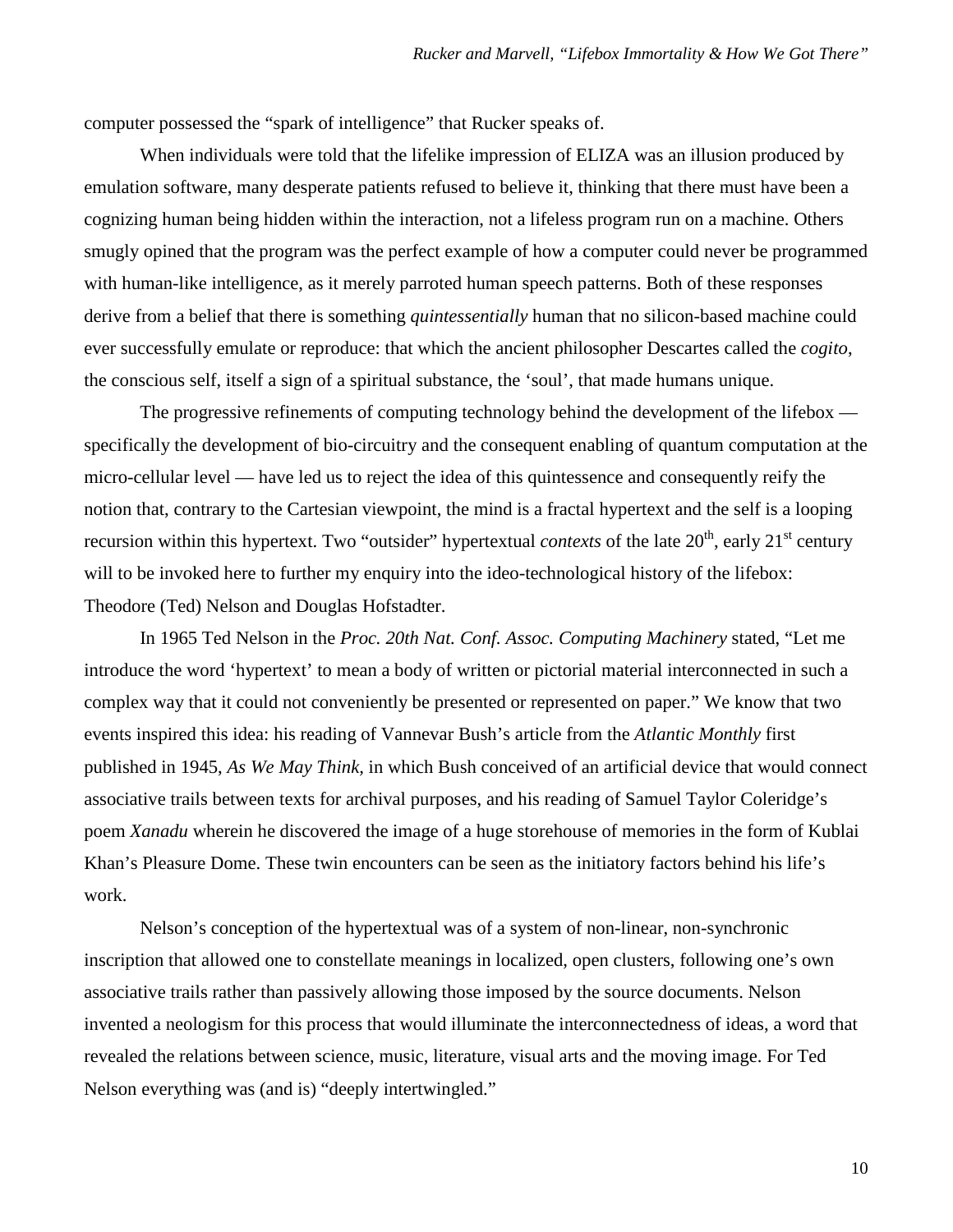computer possessed the "spark of intelligence" that Rucker speaks of.

When individuals were told that the lifelike impression of ELIZA was an illusion produced by emulation software, many desperate patients refused to believe it, thinking that there must have been a cognizing human being hidden within the interaction, not a lifeless program run on a machine. Others smugly opined that the program was the perfect example of how a computer could never be programmed with human-like intelligence, as it merely parroted human speech patterns. Both of these responses derive from a belief that there is something *quintessentially* human that no silicon-based machine could ever successfully emulate or reproduce: that which the ancient philosopher Descartes called the *cogito*, the conscious self, itself a sign of a spiritual substance, the 'soul', that made humans unique.

The progressive refinements of computing technology behind the development of the lifebox — specifically the development of bio-circuitry and the consequent enabling of quantum computation at the micro-cellular level — have led us to reject the idea of this quintessence and consequently reify the notion that, contrary to the Cartesian viewpoint, the mind is a fractal hypertext and the self is a looping recursion within this hypertext. Two "outsider" hypertextual *contexts* of the late 20th, early 21st century will to be invoked here to further my enquiry into the ideo-technological history of the lifebox: Theodore (Ted) Nelson and Douglas Hofstadter.

In 1965 Ted Nelson in the *Proc. 20th Nat. Conf. Assoc. Computing Machinery* stated, "Let me introduce the word 'hypertext' to mean a body of written or pictorial material interconnected in such a complex way that it could not conveniently be presented or represented on paper." We know that two events inspired this idea: his reading of Vannevar Bush's article from the *Atlantic Monthly* first published in 1945, *As We May Think,* in which Bush conceived of an artificial device that would connect associative trails between texts for archival purposes, and his reading of Samuel Taylor Coleridge's poem *Xanadu* wherein he discovered the image of a huge storehouse of memories in the form of Kublai Khan's Pleasure Dome. These twin encounters can be seen as the initiatory factors behind his life's work.

Nelson's conception of the hypertextual was of a system of non-linear, non-synchronic inscription that allowed one to constellate meanings in localized, open clusters, following one's own associative trails rather than passively allowing those imposed by the source documents. Nelson invented a neologism for this process that would illuminate the interconnectedness of ideas, a word that revealed the relations between science, music, literature, visual arts and the moving image. For Ted Nelson everything was (and is) "deeply intertwingled."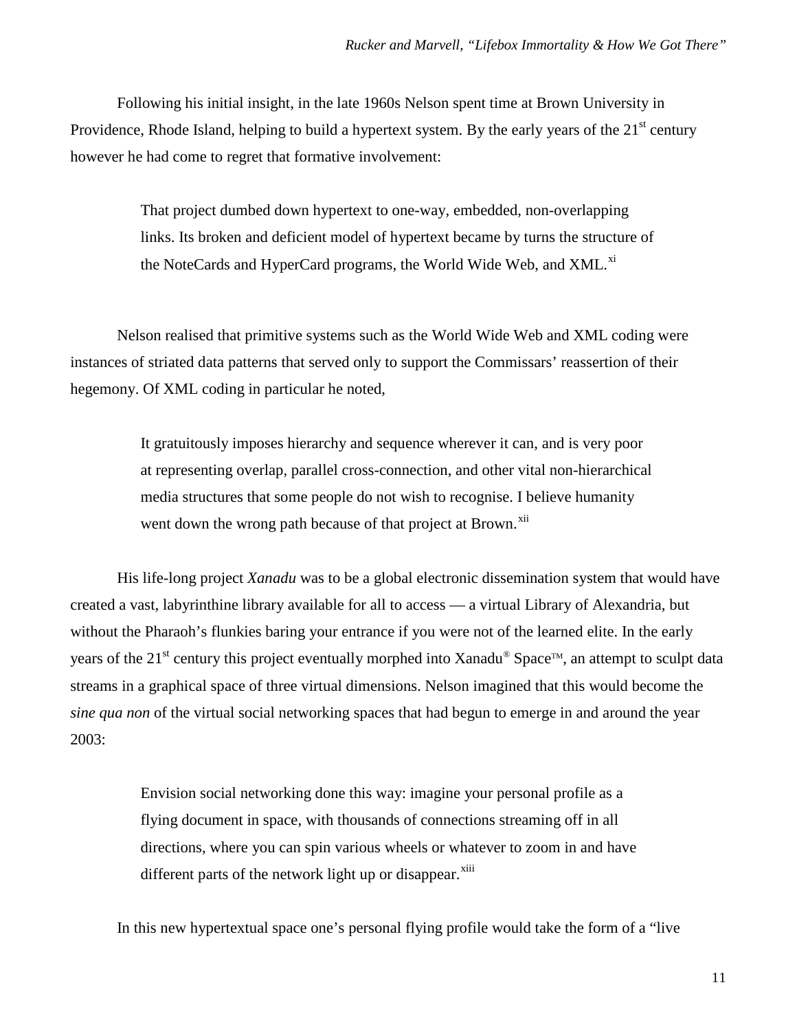Following his initial insight, in the late 1960s Nelson spent time at Brown University in Providence, Rhode Island, helping to build a hypertext system. By the early years of the 21st century however he had come to regret that formative involvement:

> That project dumbed down hypertext to one-way, embedded, non-overlapping links. Its broken and deficient model of hypertext became by turns the structure of the NoteCards and HyperCard programs, the World Wide Web, and XML.[xi]

Nelson realised that primitive systems such as the World Wide Web and XML coding were instances of striated data patterns that served only to support the Commissars' reassertion of their hegemony. Of XML coding in particular he noted,

> It gratuitously imposes hierarchy and sequence wherever it can, and is very poor at representing overlap, parallel cross-connection, and other vital non-hierarchical media structures that some people do not wish to recognise. I believe humanity went down the wrong path because of that project at Brown.[xii]

His life-long project *Xanadu* was to be a global electronic dissemination system that would have created a vast, labyrinthine library available for all to access — a virtual Library of Alexandria, but without the Pharaoh's flunkies baring your entrance if you were not of the learned elite. In the early years of the 21st century this project eventually morphed into Xanadu® Space™, an attempt to sculpt data streams in a graphical space of three virtual dimensions. Nelson imagined that this would become the *sine qua non* of the virtual social networking spaces that had begun to emerge in and around the year 2003:

> Envision social networking done this way: imagine your personal profile as a flying document in space, with thousands of connections streaming off in all directions, where you can spin various wheels or whatever to zoom in and have different parts of the network light up or disappear.[xiii]

In this new hypertextual space one's personal flying profile would take the form of a "live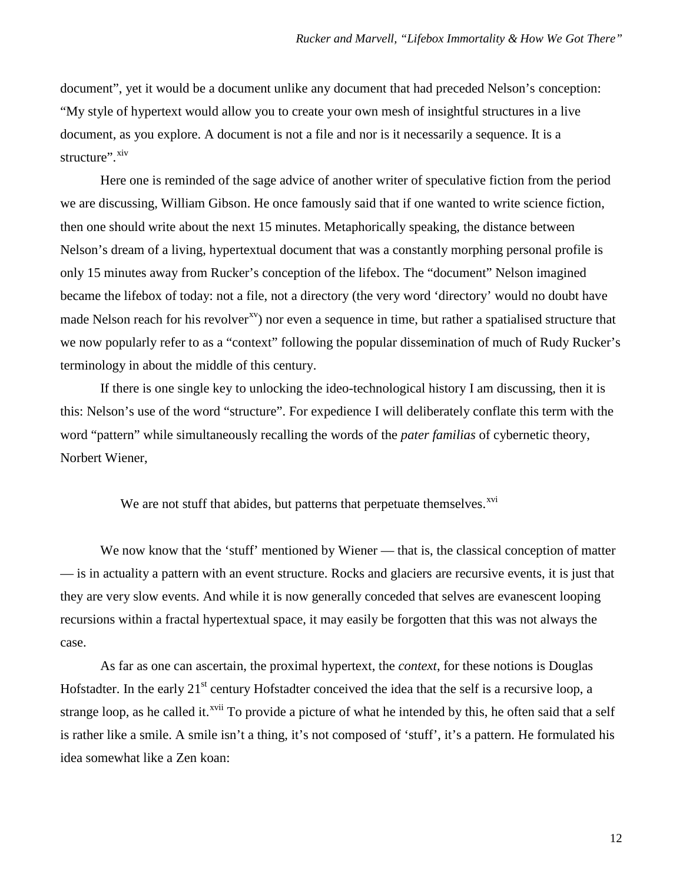document", yet it would be a document unlike any document that had preceded Nelson's conception: "My style of hypertext would allow you to create your own mesh of insightful structures in a live document, as you explore. A document is not a file and nor is it necessarily a sequence. It is a structure".[xiv]

Here one is reminded of the sage advice of another writer of speculative fiction from the period we are discussing, William Gibson. He once famously said that if one wanted to write science fiction, then one should write about the next 15 minutes. Metaphorically speaking, the distance between Nelson's dream of a living, hypertextual document that was a constantly morphing personal profile is only 15 minutes away from Rucker's conception of the lifebox. The "document" Nelson imagined became the lifebox of today: not a file, not a directory (the very word 'directory' would no doubt have made Nelson reach for his revolver[xv]) nor even a sequence in time, but rather a spatialised structure that we now popularly refer to as a "context" following the popular dissemination of much of Rudy Rucker's terminology in about the middle of this century.

If there is one single key to unlocking the ideo-technological history I am discussing, then it is this: Nelson's use of the word "structure". For expedience I will deliberately conflate this term with the word "pattern" while simultaneously recalling the words of the *pater familias* of cybernetic theory, Norbert Wiener,

> We are not stuff that abides, but patterns that perpetuate themselves.[xvi]

We now know that the 'stuff' mentioned by Wiener — that is, the classical conception of matter — is in actuality a pattern with an event structure. Rocks and glaciers are recursive events, it is just that they are very slow events. And while it is now generally conceded that selves are evanescent looping recursions within a fractal hypertextual space, it may easily be forgotten that this was not always the case.

As far as one can ascertain, the proximal hypertext, the *context*, for these notions is Douglas Hofstadter. In the early 21st century Hofstadter conceived the idea that the self is a recursive loop, a strange loop, as he called it.[xvii] To provide a picture of what he intended by this, he often said that a self is rather like a smile. A smile isn't a thing, it's not composed of 'stuff', it's a pattern. He formulated his idea somewhat like a Zen koan: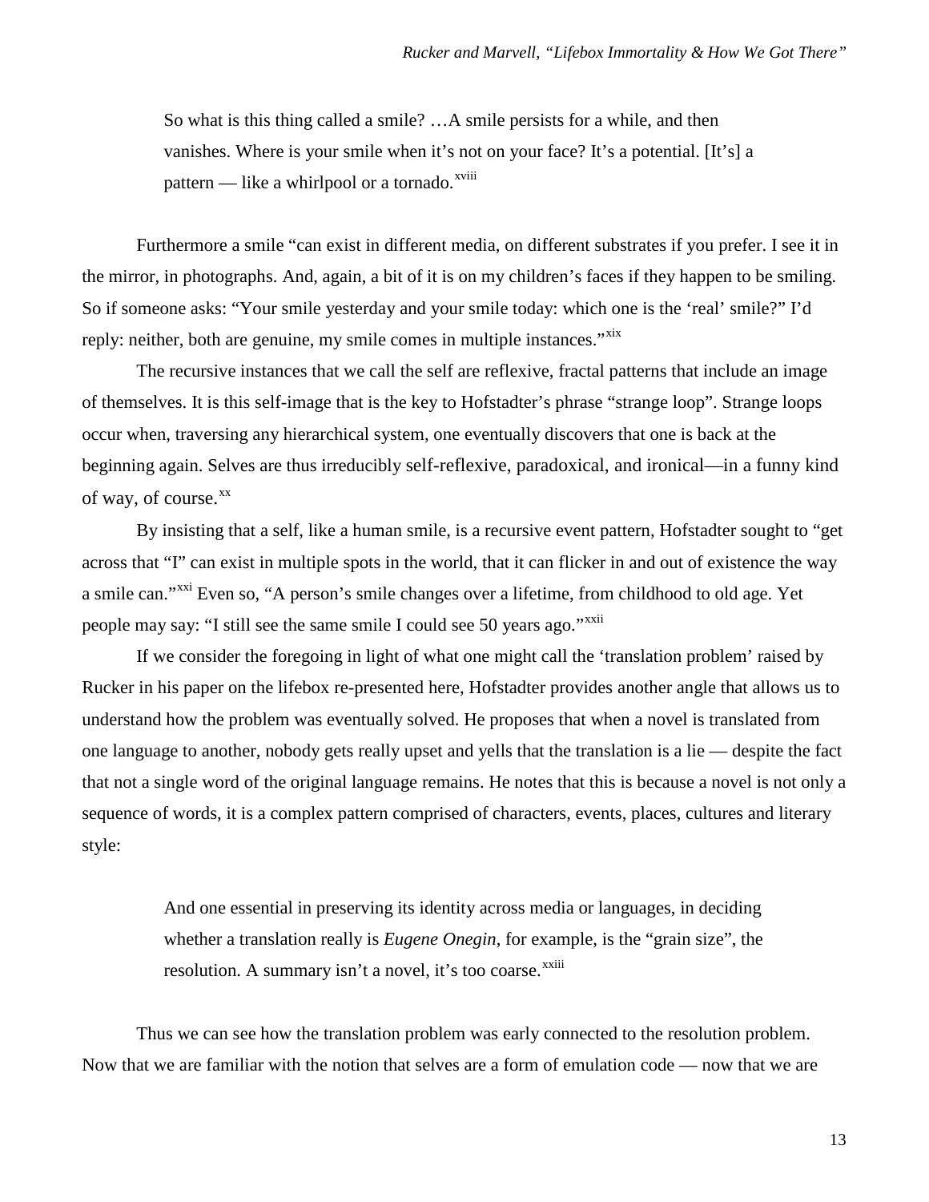> So what is this thing called a smile? …A smile persists for a while, and then vanishes. Where is your smile when it's not on your face? It's a potential. [It's] a pattern — like a whirlpool or a tornado.[xviii]

Furthermore a smile "can exist in different media, on different substrates if you prefer. I see it in the mirror, in photographs. And, again, a bit of it is on my children's faces if they happen to be smiling. So if someone asks: "Your smile yesterday and your smile today: which one is the 'real' smile?" I'd reply: neither, both are genuine, my smile comes in multiple instances."[xix]

The recursive instances that we call the self are reflexive, fractal patterns that include an image of themselves. It is this self-image that is the key to Hofstadter's phrase "strange loop". Strange loops occur when, traversing any hierarchical system, one eventually discovers that one is back at the beginning again. Selves are thus irreducibly self-reflexive, paradoxical, and ironical—in a funny kind of way, of course.[xx]

By insisting that a self, like a human smile, is a recursive event pattern, Hofstadter sought to "get across that "I" can exist in multiple spots in the world, that it can flicker in and out of existence the way a smile can."[xxi] Even so, "A person's smile changes over a lifetime, from childhood to old age. Yet people may say: "I still see the same smile I could see 50 years ago."[xxii]

If we consider the foregoing in light of what one might call the 'translation problem' raised by Rucker in his paper on the lifebox re-presented here, Hofstadter provides another angle that allows us to understand how the problem was eventually solved. He proposes that when a novel is translated from one language to another, nobody gets really upset and yells that the translation is a lie — despite the fact that not a single word of the original language remains. He notes that this is because a novel is not only a sequence of words, it is a complex pattern comprised of characters, events, places, cultures and literary style:

> And one essential in preserving its identity across media or languages, in deciding whether a translation really is *Eugene Onegin*, for example, is the "grain size", the resolution. A summary isn't a novel, it's too coarse.[xxiii]

Thus we can see how the translation problem was early connected to the resolution problem. Now that we are familiar with the notion that selves are a form of emulation code — now that we are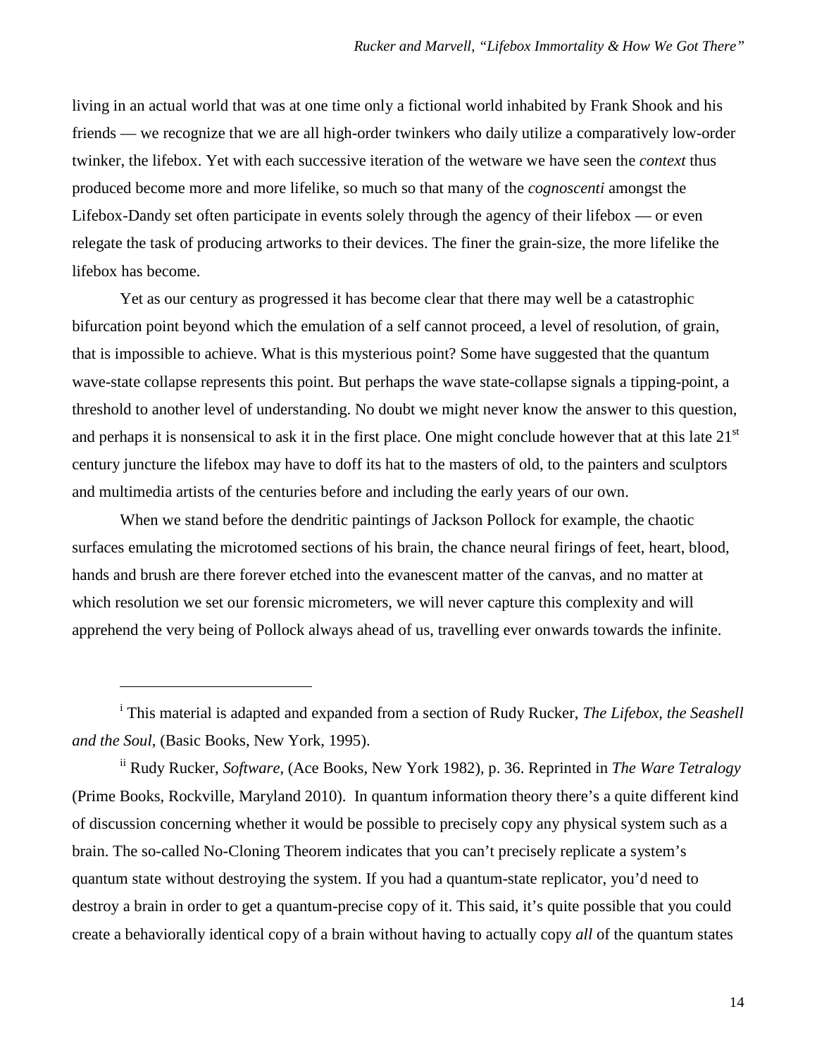living in an actual world that was at one time only a fictional world inhabited by Frank Shook and his friends — we recognize that we are all high-order twinkers who daily utilize a comparatively low-order twinker, the lifebox. Yet with each successive iteration of the wetware we have seen the *context* thus produced become more and more lifelike, so much so that many of the *cognoscenti* amongst the Lifebox-Dandy set often participate in events solely through the agency of their lifebox — or even relegate the task of producing artworks to their devices. The finer the grain-size, the more lifelike the lifebox has become.

Yet as our century as progressed it has become clear that there may well be a catastrophic bifurcation point beyond which the emulation of a self cannot proceed, a level of resolution, of grain, that is impossible to achieve. What is this mysterious point? Some have suggested that the quantum wave-state collapse represents this point. But perhaps the wave state-collapse signals a tipping-point, a threshold to another level of understanding. No doubt we might never know the answer to this question, and perhaps it is nonsensical to ask it in the first place. One might conclude however that at this late 21st century juncture the lifebox may have to doff its hat to the masters of old, to the painters and sculptors and multimedia artists of the centuries before and including the early years of our own.

When we stand before the dendritic paintings of Jackson Pollock for example, the chaotic surfaces emulating the microtomed sections of his brain, the chance neural firings of feet, heart, blood, hands and brush are there forever etched into the evanescent matter of the canvas, and no matter at which resolution we set our forensic micrometers, we will never capture this complexity and will apprehend the very being of Pollock always ahead of us, travelling ever onwards towards the infinite.

---

[i] This material is adapted and expanded from a section of Rudy Rucker, *The Lifebox, the Seashell and the Soul*, (Basic Books, New York, 1995).

[ii] Rudy Rucker, *Software*, (Ace Books, New York 1982), p. 36. Reprinted in *The Ware Tetralogy* (Prime Books, Rockville, Maryland 2010). In quantum information theory there's a quite different kind of discussion concerning whether it would be possible to precisely copy any physical system such as a brain. The so-called No-Cloning Theorem indicates that you can't precisely replicate a system's quantum state without destroying the system. If you had a quantum-state replicator, you'd need to destroy a brain in order to get a quantum-precise copy of it. This said, it's quite possible that you could create a behaviorally identical copy of a brain without having to actually copy *all* of the quantum states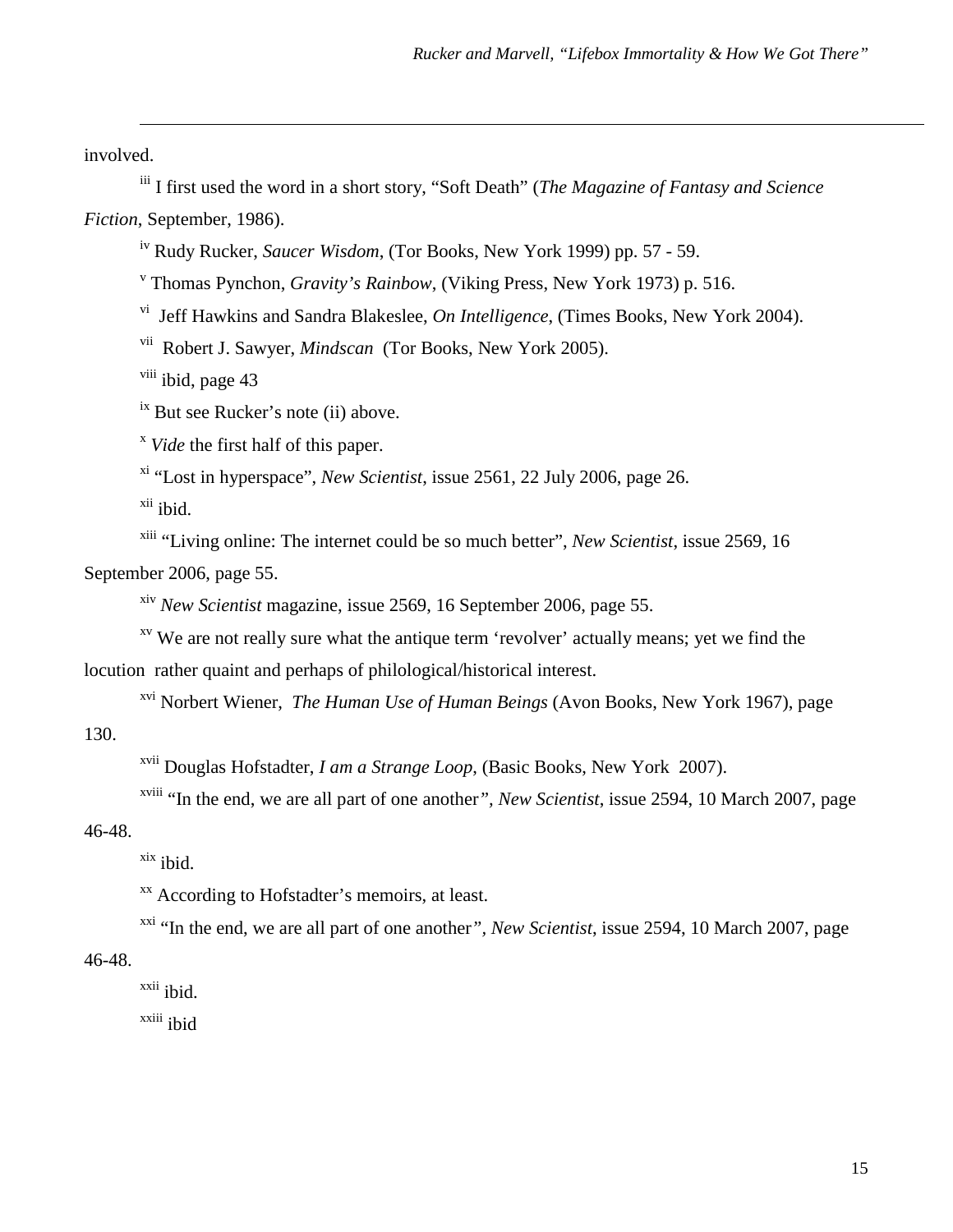involved.

[iii] I first used the word in a short story, "Soft Death" (*The Magazine of Fantasy and Science Fiction*, September, 1986).

[iv] Rudy Rucker, *Saucer Wisdom*, (Tor Books, New York 1999) pp. 57 - 59.

[v] Thomas Pynchon, *Gravity's Rainbow*, (Viking Press, New York 1973) p. 516.

[vi] Jeff Hawkins and Sandra Blakeslee, *On Intelligence*, (Times Books, New York 2004).

[vii] Robert J. Sawyer, *Mindscan* (Tor Books, New York 2005).

[viii] ibid, page 43

[ix] But see Rucker's note (ii) above.

[x] *Vide* the first half of this paper.

[xi] "Lost in hyperspace", *New Scientist*, issue 2561, 22 July 2006, page 26.

[xii] ibid.

[xiii] "Living online: The internet could be so much better", *New Scientist*, issue 2569, 16 September 2006, page 55.

[xiv] *New Scientist* magazine, issue 2569, 16 September 2006, page 55.

[xv] We are not really sure what the antique term 'revolver' actually means; yet we find the locution rather quaint and perhaps of philological/historical interest.

[xvi] Norbert Wiener, *The Human Use of Human Beings* (Avon Books, New York 1967), page 130.

[xvii] Douglas Hofstadter, *I am a Strange Loop*, (Basic Books, New York 2007).

[xviii] "In the end, we are all part of one another", *New Scientist*, issue 2594, 10 March 2007, page 46-48.

[xix] ibid.

[xx] According to Hofstadter's memoirs, at least.

[xxi] "In the end, we are all part of one another", *New Scientist*, issue 2594, 10 March 2007, page 46-48.

[xxii] ibid.

[xxiii] ibid